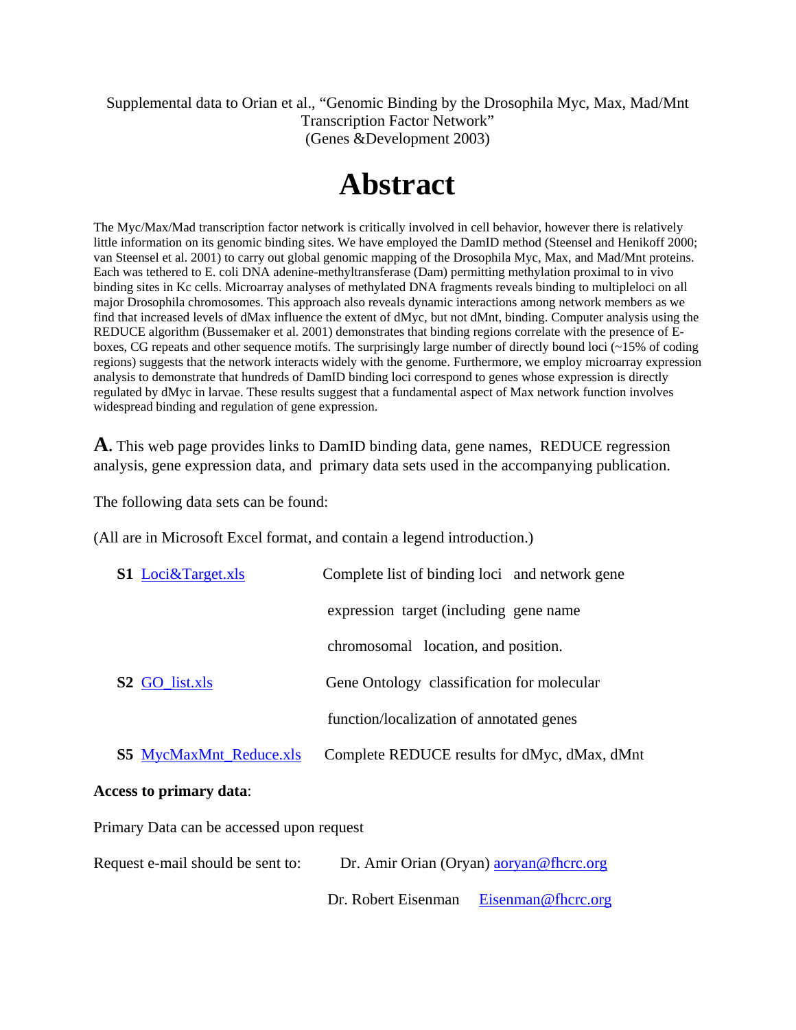Supplemental data to Orian et al., “Genomic Binding by the Drosophila Myc, Max, Mad/Mnt Transcription Factor Network”
(Genes &Development 2003)

# Abstract

The Myc/Max/Mad transcription factor network is critically involved in cell behavior, however there is relatively little information on its genomic binding sites. We have employed the DamID method (Steensel and Henikoff 2000; van Steensel et al. 2001) to carry out global genomic mapping of the Drosophila Myc, Max, and Mad/Mnt proteins. Each was tethered to E. coli DNA adenine-methyltransferase (Dam) permitting methylation proximal to in vivo binding sites in Kc cells. Microarray analyses of methylated DNA fragments reveals binding to multipleloci on all major Drosophila chromosomes. This approach also reveals dynamic interactions among network members as we find that increased levels of dMax influence the extent of dMyc, but not dMnt, binding. Computer analysis using the REDUCE algorithm (Bussemaker et al. 2001) demonstrates that binding regions correlate with the presence of E-boxes, CG repeats and other sequence motifs. The surprisingly large number of directly bound loci (~15% of coding regions) suggests that the network interacts widely with the genome. Furthermore, we employ microarray expression analysis to demonstrate that hundreds of DamID binding loci correspond to genes whose expression is directly regulated by dMyc in larvae. These results suggest that a fundamental aspect of Max network function involves widespread binding and regulation of gene expression.

**A.** This web page provides links to DamID binding data, gene names, REDUCE regression analysis, gene expression data, and primary data sets used in the accompanying publication.

The following data sets can be found:

(All are in Microsoft Excel format, and contain a legend introduction.)

| | |
|---|---|
| **S1** Loci&Target.xls | Complete list of binding loci and network gene expression target (including gene name chromosomal location, and position. |
| **S2** GO_list.xls | Gene Ontology classification for molecular function/localization of annotated genes |
| **S5** MycMaxMnt_Reduce.xls | Complete REDUCE results for dMyc, dMax, dMnt |

**Access to primary data**:

Primary Data can be accessed upon request

Request e-mail should be sent to: Dr. Amir Orian (Oryan) aoryan@fhcrc.org

Dr. Robert Eisenman Eisenman@fhcrc.org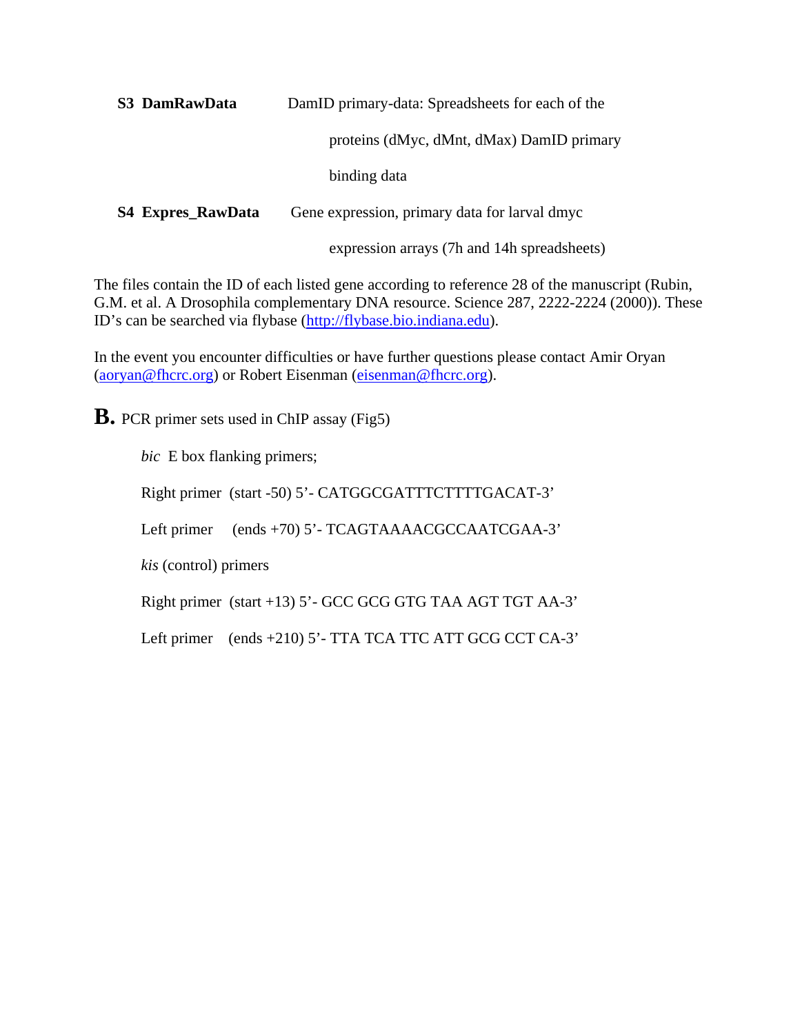**S3 DamRawData** DamID primary-data: Spreadsheets for each of the proteins (dMyc, dMnt, dMax) DamID primary binding data

**S4 Expres_RawData** Gene expression, primary data for larval dmyc expression arrays (7h and 14h spreadsheets)

The files contain the ID of each listed gene according to reference 28 of the manuscript (Rubin, G.M. et al. A Drosophila complementary DNA resource. Science 287, 2222-2224 (2000)). These ID's can be searched via flybase (http://flybase.bio.indiana.edu).

In the event you encounter difficulties or have further questions please contact Amir Oryan (aoryan@fhcrc.org) or Robert Eisenman (eisenman@fhcrc.org).

**B.** PCR primer sets used in ChIP assay (Fig5)

*bic* E box flanking primers;

Right primer (start -50) 5'- CATGGCGATTTCTTTTGACAT-3'

Left primer (ends +70) 5'- TCAGTAAAACGCCAATCGAA-3'

*kis* (control) primers

Right primer (start +13) 5'- GCC GCG GTG TAA AGT TGT AA-3'

Left primer (ends +210) 5'- TTA TCA TTC ATT GCG CCT CA-3'